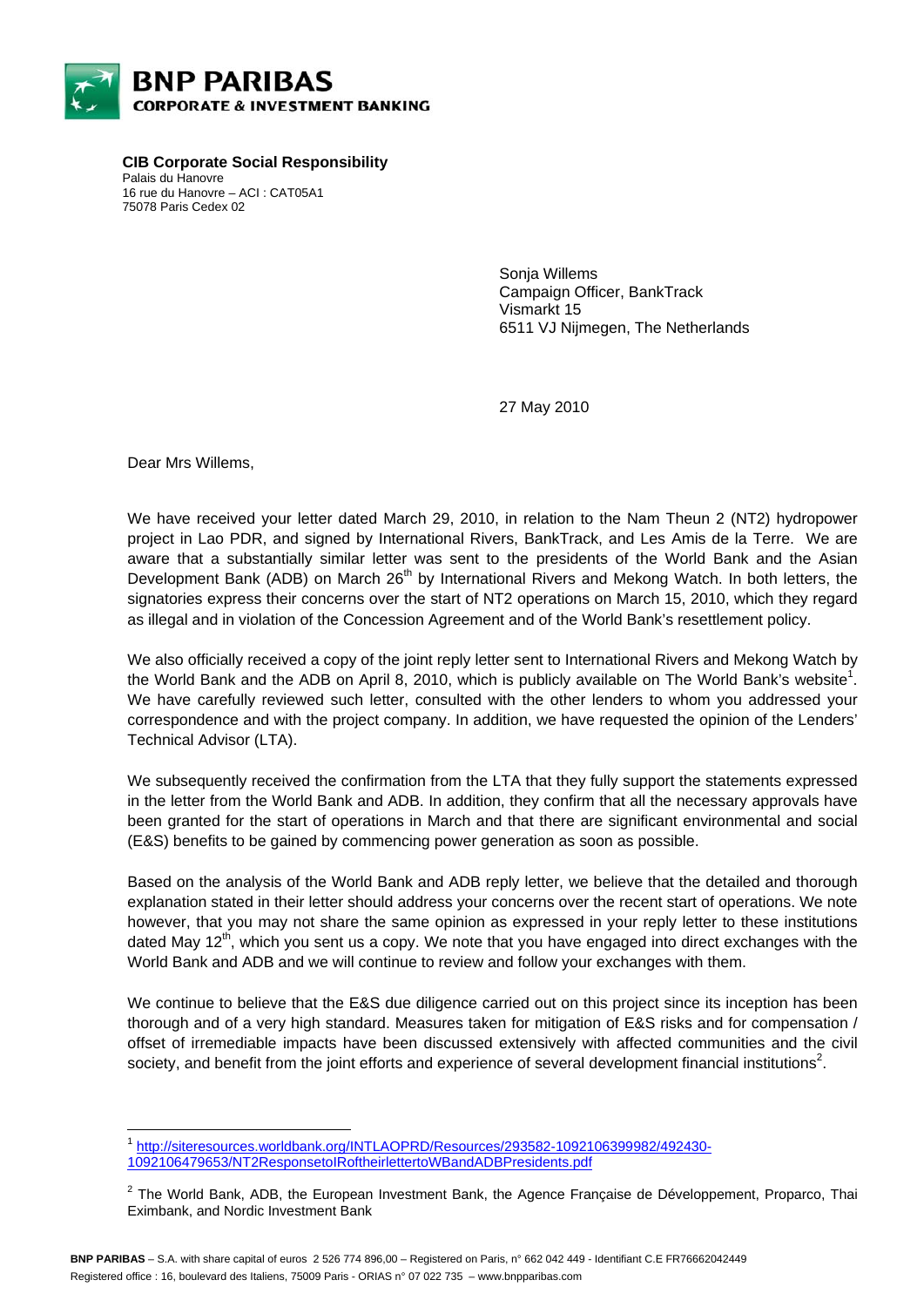**BNP PARIBAS**
**CORPORATE & INVESTMENT BANKING**

**CIB Corporate Social Responsibility**
Palais du Hanovre
16 rue du Hanovre – ACI : CAT05A1
75078 Paris Cedex 02

Sonja Willems
Campaign Officer, BankTrack
Vismarkt 15
6511 VJ Nijmegen, The Netherlands

27 May 2010

Dear Mrs Willems,

We have received your letter dated March 29, 2010, in relation to the Nam Theun 2 (NT2) hydropower project in Lao PDR, and signed by International Rivers, BankTrack, and Les Amis de la Terre. We are aware that a substantially similar letter was sent to the presidents of the World Bank and the Asian Development Bank (ADB) on March 26th by International Rivers and Mekong Watch. In both letters, the signatories express their concerns over the start of NT2 operations on March 15, 2010, which they regard as illegal and in violation of the Concession Agreement and of the World Bank's resettlement policy.

We also officially received a copy of the joint reply letter sent to International Rivers and Mekong Watch by the World Bank and the ADB on April 8, 2010, which is publicly available on The World Bank's website[1]. We have carefully reviewed such letter, consulted with the other lenders to whom you addressed your correspondence and with the project company. In addition, we have requested the opinion of the Lenders' Technical Advisor (LTA).

We subsequently received the confirmation from the LTA that they fully support the statements expressed in the letter from the World Bank and ADB. In addition, they confirm that all the necessary approvals have been granted for the start of operations in March and that there are significant environmental and social (E&S) benefits to be gained by commencing power generation as soon as possible.

Based on the analysis of the World Bank and ADB reply letter, we believe that the detailed and thorough explanation stated in their letter should address your concerns over the recent start of operations. We note however, that you may not share the same opinion as expressed in your reply letter to these institutions dated May 12th, which you sent us a copy. We note that you have engaged into direct exchanges with the World Bank and ADB and we will continue to review and follow your exchanges with them.

We continue to believe that the E&S due diligence carried out on this project since its inception has been thorough and of a very high standard. Measures taken for mitigation of E&S risks and for compensation / offset of irremediable impacts have been discussed extensively with affected communities and the civil society, and benefit from the joint efforts and experience of several development financial institutions[2].

---

[1] http://siteresources.worldbank.org/INTLAOPRD/Resources/293582-1092106399982/492430-1092106479653/NT2ResponsetoIRoftheirlettertoWBandADBPresidents.pdf

[2] The World Bank, ADB, the European Investment Bank, the Agence Française de Développement, Proparco, Thai Eximbank, and Nordic Investment Bank

**BNP PARIBAS** – S.A. with share capital of euros 2 526 774 896,00 – Registered on Paris, n° 662 042 449 - Identifiant C.E FR76662042449
Registered office : 16, boulevard des Italiens, 75009 Paris - ORIAS n° 07 022 735 – www.bnpparibas.com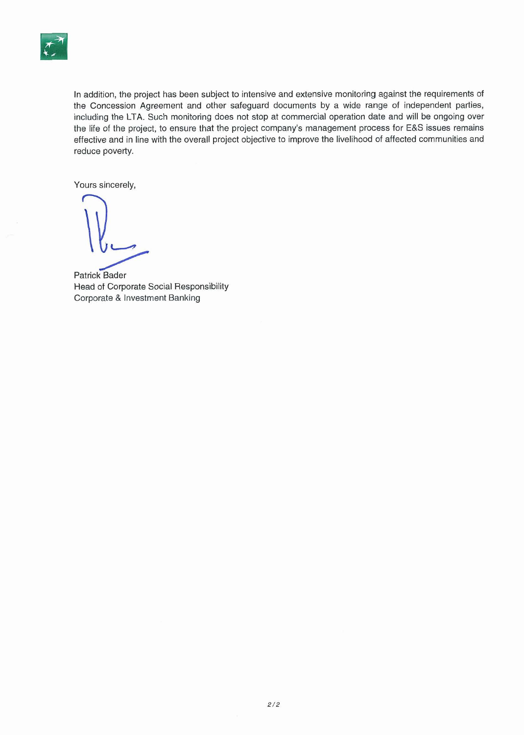In addition, the project has been subject to intensive and extensive monitoring against the requirements of the Concession Agreement and other safeguard documents by a wide range of independent parties, including the LTA. Such monitoring does not stop at commercial operation date and will be ongoing over the life of the project, to ensure that the project company's management process for E&S issues remains effective and in line with the overall project objective to improve the livelihood of affected communities and reduce poverty.

Yours sincerely,

Patrick Bader
Head of Corporate Social Responsibility
Corporate & Investment Banking